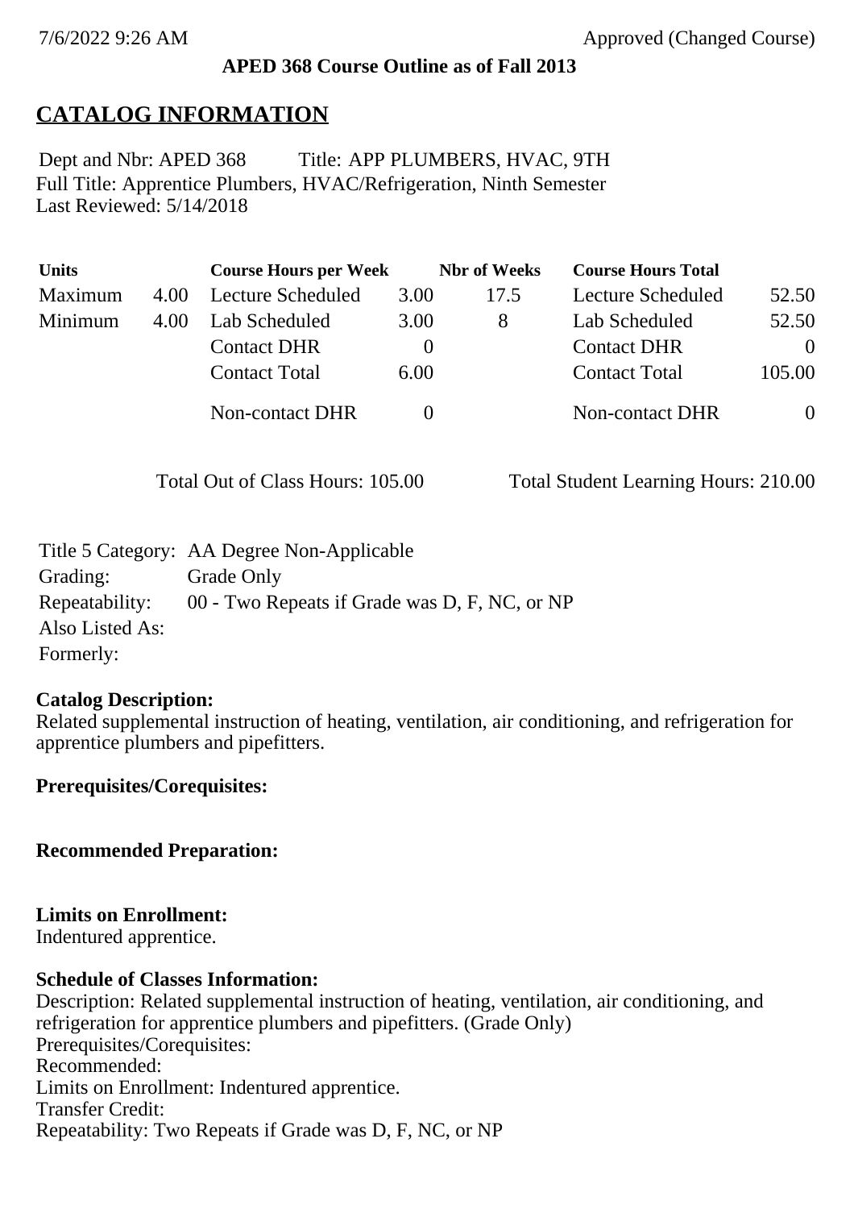**APED 368 Course Outline as of Fall 2013**

# CATALOG INFORMATION

Dept and Nbr: APED 368 Title: APP PLUMBERS, HVAC, 9TH
Full Title: Apprentice Plumbers, HVAC/Refrigeration, Ninth Semester
Last Reviewed: 5/14/2018

| Units | | Course Hours per Week | | Nbr of Weeks | Course Hours Total | |
|---|---|---|---|---|---|---|
| Maximum | 4.00 | Lecture Scheduled | 3.00 | 17.5 | Lecture Scheduled | 52.50 |
| Minimum | 4.00 | Lab Scheduled | 3.00 | 8 | Lab Scheduled | 52.50 |
| | | Contact DHR | 0 | | Contact DHR | 0 |
| | | Contact Total | 6.00 | | Contact Total | 105.00 |
| | | Non-contact DHR | 0 | | Non-contact DHR | 0 |

Total Out of Class Hours: 105.00 Total Student Learning Hours: 210.00

Title 5 Category: AA Degree Non-Applicable
Grading: Grade Only
Repeatability: 00 - Two Repeats if Grade was D, F, NC, or NP
Also Listed As:
Formerly:

**Catalog Description:**
Related supplemental instruction of heating, ventilation, air conditioning, and refrigeration for apprentice plumbers and pipefitters.

**Prerequisites/Corequisites:**

**Recommended Preparation:**

**Limits on Enrollment:**
Indentured apprentice.

**Schedule of Classes Information:**
Description: Related supplemental instruction of heating, ventilation, air conditioning, and refrigeration for apprentice plumbers and pipefitters. (Grade Only)
Prerequisites/Corequisites:
Recommended:
Limits on Enrollment: Indentured apprentice.
Transfer Credit:
Repeatability: Two Repeats if Grade was D, F, NC, or NP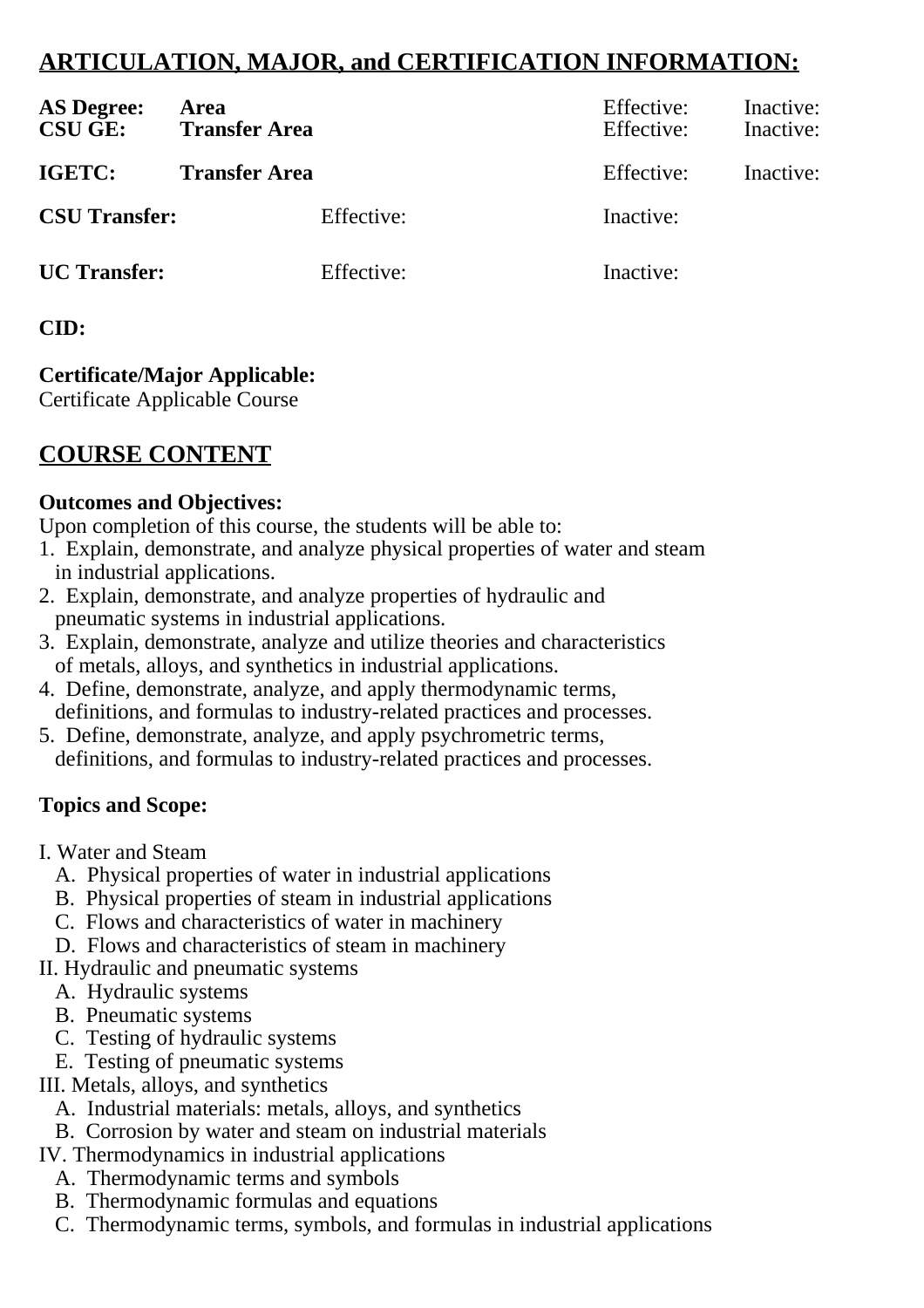## ARTICULATION, MAJOR, and CERTIFICATION INFORMATION:

| | | | |
|---|---|---|---|
| **AS Degree:** | **Area** | Effective: | Inactive: |
| **CSU GE:** | **Transfer Area** | Effective: | Inactive: |
| **IGETC:** | **Transfer Area** | Effective: | Inactive: |
| **CSU Transfer:** | Effective: | Inactive: | |
| **UC Transfer:** | Effective: | Inactive: | |

**CID:**

**Certificate/Major Applicable:**
Certificate Applicable Course

## COURSE CONTENT

**Outcomes and Objectives:**
Upon completion of this course, the students will be able to:
1. Explain, demonstrate, and analyze physical properties of water and steam in industrial applications.
2. Explain, demonstrate, and analyze properties of hydraulic and pneumatic systems in industrial applications.
3. Explain, demonstrate, analyze and utilize theories and characteristics of metals, alloys, and synthetics in industrial applications.
4. Define, demonstrate, analyze, and apply thermodynamic terms, definitions, and formulas to industry-related practices and processes.
5. Define, demonstrate, analyze, and apply psychrometric terms, definitions, and formulas to industry-related practices and processes.

**Topics and Scope:**

I. Water and Steam
   A. Physical properties of water in industrial applications
   B. Physical properties of steam in industrial applications
   C. Flows and characteristics of water in machinery
   D. Flows and characteristics of steam in machinery
II. Hydraulic and pneumatic systems
   A. Hydraulic systems
   B. Pneumatic systems
   C. Testing of hydraulic systems
   E. Testing of pneumatic systems
III. Metals, alloys, and synthetics
   A. Industrial materials: metals, alloys, and synthetics
   B. Corrosion by water and steam on industrial materials
IV. Thermodynamics in industrial applications
   A. Thermodynamic terms and symbols
   B. Thermodynamic formulas and equations
   C. Thermodynamic terms, symbols, and formulas in industrial applications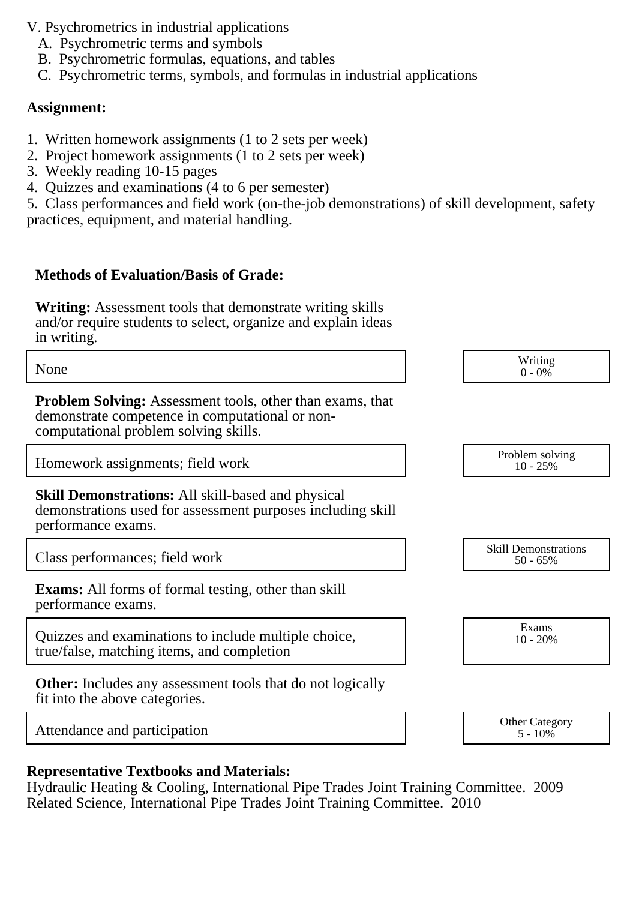V. Psychrometrics in industrial applications
  A. Psychrometric terms and symbols
  B. Psychrometric formulas, equations, and tables
  C. Psychrometric terms, symbols, and formulas in industrial applications

**Assignment:**

1. Written homework assignments (1 to 2 sets per week)
2. Project homework assignments (1 to 2 sets per week)
3. Weekly reading 10-15 pages
4. Quizzes and examinations (4 to 6 per semester)
5. Class performances and field work (on-the-job demonstrations) of skill development, safety practices, equipment, and material handling.

**Methods of Evaluation/Basis of Grade:**

**Writing:** Assessment tools that demonstrate writing skills and/or require students to select, organize and explain ideas in writing.

| | |
|---|---|
| None | Writing 0 - 0% |

**Problem Solving:** Assessment tools, other than exams, that demonstrate competence in computational or non-computational problem solving skills.

| | |
|---|---|
| Homework assignments; field work | Problem solving 10 - 25% |

**Skill Demonstrations:** All skill-based and physical demonstrations used for assessment purposes including skill performance exams.

| | |
|---|---|
| Class performances; field work | Skill Demonstrations 50 - 65% |

**Exams:** All forms of formal testing, other than skill performance exams.

| | |
|---|---|
| Quizzes and examinations to include multiple choice, true/false, matching items, and completion | Exams 10 - 20% |

**Other:** Includes any assessment tools that do not logically fit into the above categories.

| | |
|---|---|
| Attendance and participation | Other Category 5 - 10% |

**Representative Textbooks and Materials:**
Hydraulic Heating & Cooling, International Pipe Trades Joint Training Committee. 2009
Related Science, International Pipe Trades Joint Training Committee. 2010